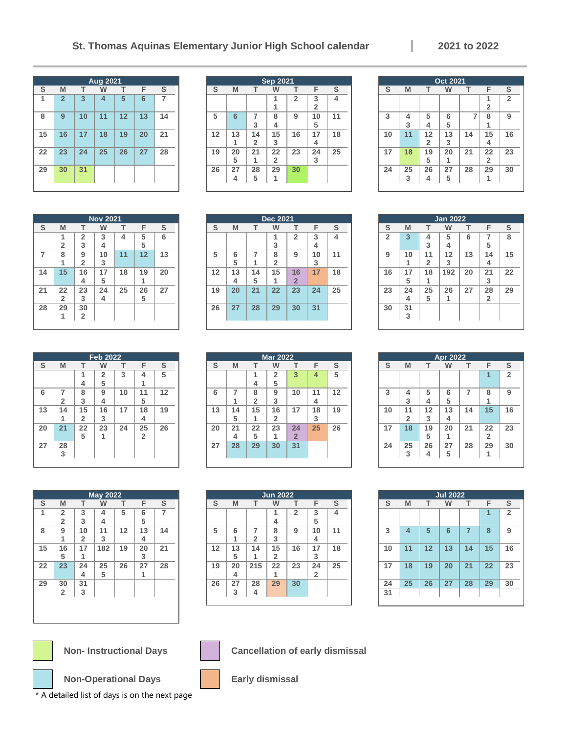# St. Thomas Aquinas Elementary Junior High School calendar | 2021 to 2022

**Aug 2021**

| S | M | T | W | T | F | S |
|---|---|---|---|---|---|---|
| 1 | 2 | 3 | 4 | 5 | 6 | 7 |
| 8 | 9 | 10 | 11 | 12 | 13 | 14 |
| 15 | 16 | 17 | 18 | 19 | 20 | 21 |
| 22 | 23 | 24 | 25 | 26 | 27 | 28 |
| 29 | 30 | 31 | | | | |

**Sep 2021**

| S | M | T | W | T | F | S |
|---|---|---|---|---|---|---|
| | | | 1 1 | 2 | 3 2 | 4 |
| 5 | 6 | 7 3 | 8 4 | 9 | 10 5 | 11 |
| 12 | 13 1 | 14 2 | 15 3 | 16 | 17 4 | 18 |
| 19 | 20 5 | 21 1 | 22 2 | 23 | 24 3 | 25 |
| 26 | 27 4 | 28 5 | 29 1 | 30 | | |

**Oct 2021**

| S | M | T | W | T | F | S |
|---|---|---|---|---|---|---|
| | | | | | 1 2 | 2 |
| 3 | 4 3 | 5 4 | 6 5 | 7 | 8 1 | 9 |
| 10 | 11 | 12 2 | 13 3 | 14 | 15 4 | 16 |
| 17 | 18 | 19 5 | 20 1 | 21 | 22 2 | 23 |
| 24 | 25 3 | 26 4 | 27 5 | 28 | 29 1 | 30 |

**Nov 2021**

| S | M | T | W | T | F | S |
|---|---|---|---|---|---|---|
| | 1 2 | 2 3 | 3 4 | 4 | 5 5 | 6 |
| 7 | 8 1 | 9 2 | 10 3 | 11 | 12 | 13 |
| 14 | 15 | 16 4 | 17 5 | 18 | 19 1 | 20 |
| 21 | 22 2 | 23 3 | 24 4 | 25 | 26 5 | 27 |
| 28 | 29 1 | 30 2 | | | | |

**Dec 2021**

| S | M | T | W | T | F | S |
|---|---|---|---|---|---|---|
| | | | 1 3 | 2 | 3 4 | 4 |
| 5 | 6 5 | 7 1 | 8 2 | 9 | 10 3 | 11 |
| 12 | 13 4 | 14 5 | 15 1 | 16 2 | 17 | 18 |
| 19 | 20 | 21 | 22 | 23 | 24 | 25 |
| 26 | 27 | 28 | 29 | 30 | 31 | |

**Jan 2022**

| S | M | T | W | T | F | S |
|---|---|---|---|---|---|---|
| 2 | 3 | 4 3 | 5 4 | 6 | 7 5 | 8 |
| 9 | 10 1 | 11 2 | 12 3 | 13 | 14 4 | 15 |
| 16 | 17 5 | 18 1 | 192 | 20 | 21 3 | 22 |
| 23 | 24 4 | 25 5 | 26 1 | 27 | 28 2 | 29 |
| 30 | 31 3 | | | | | |

**Feb 2022**

| S | M | T | W | T | F | S |
|---|---|---|---|---|---|---|
| | | 1 4 | 2 5 | 3 | 4 1 | 5 |
| 6 | 7 2 | 8 3 | 9 4 | 10 | 11 5 | 12 |
| 13 | 14 1 | 15 2 | 16 3 | 17 | 18 4 | 19 |
| 20 | 21 | 22 5 | 23 1 | 24 | 25 2 | 26 |
| 27 | 28 3 | | | | | |

**Mar 2022**

| S | M | T | W | T | F | S |
|---|---|---|---|---|---|---|
| | | 1 4 | 2 5 | 3 | 4 | 5 |
| 6 | 7 1 | 8 2 | 9 3 | 10 | 11 4 | 12 |
| 13 | 14 5 | 15 1 | 16 2 | 17 | 18 3 | 19 |
| 20 | 21 4 | 22 5 | 23 1 | 24 2 | 25 | 26 |
| 27 | 28 | 29 | 30 | 31 | | |

**Apr 2022**

| S | M | T | W | T | F | S |
|---|---|---|---|---|---|---|
| | | | | | 1 | 2 |
| 3 | 4 3 | 5 4 | 6 5 | 7 | 8 1 | 9 |
| 10 | 11 2 | 12 3 | 13 4 | 14 | 15 | 16 |
| 17 | 18 | 19 5 | 20 1 | 21 | 22 2 | 23 |
| 24 | 25 3 | 26 4 | 27 5 | 28 | 29 1 | 30 |

**May 2022**

| S | M | T | W | T | F | S |
|---|---|---|---|---|---|---|
| 1 | 2 2 | 3 3 | 4 4 | 5 | 6 5 | 7 |
| 8 | 9 1 | 10 2 | 11 3 | 12 | 13 4 | 14 |
| 15 | 16 5 | 17 1 | 182 | 19 | 20 3 | 21 |
| 22 | 23 | 24 4 | 25 5 | 26 | 27 1 | 28 |
| 29 | 30 2 | 31 3 | | | | |

**Jun 2022**

| S | M | T | W | T | F | S |
|---|---|---|---|---|---|---|
| | | | 1 4 | 2 | 3 5 | 4 |
| 5 | 6 1 | 7 2 | 8 3 | 9 | 10 4 | 11 |
| 12 | 13 5 | 14 1 | 15 2 | 16 | 17 3 | 18 |
| 19 | 20 4 | 215 | 22 1 | 23 | 24 2 | 25 |
| 26 | 27 3 | 28 4 | 29 | 30 | | |

**Jul 2022**

| S | M | T | W | T | F | S |
|---|---|---|---|---|---|---|
| | | | | | 1 | 2 |
| 3 | 4 | 5 | 6 | 7 | 8 | 9 |
| 10 | 11 | 12 | 13 | 14 | 15 | 16 |
| 17 | 18 | 19 | 20 | 21 | 22 | 23 |
| 24 | 25 | 26 | 27 | 28 | 29 | 30 |
| 31 | | | | | | |

Non- Instructional Days

Non-Operational Days

Cancellation of early dismissal

Early dismissal

* A detailed list of days is on the next page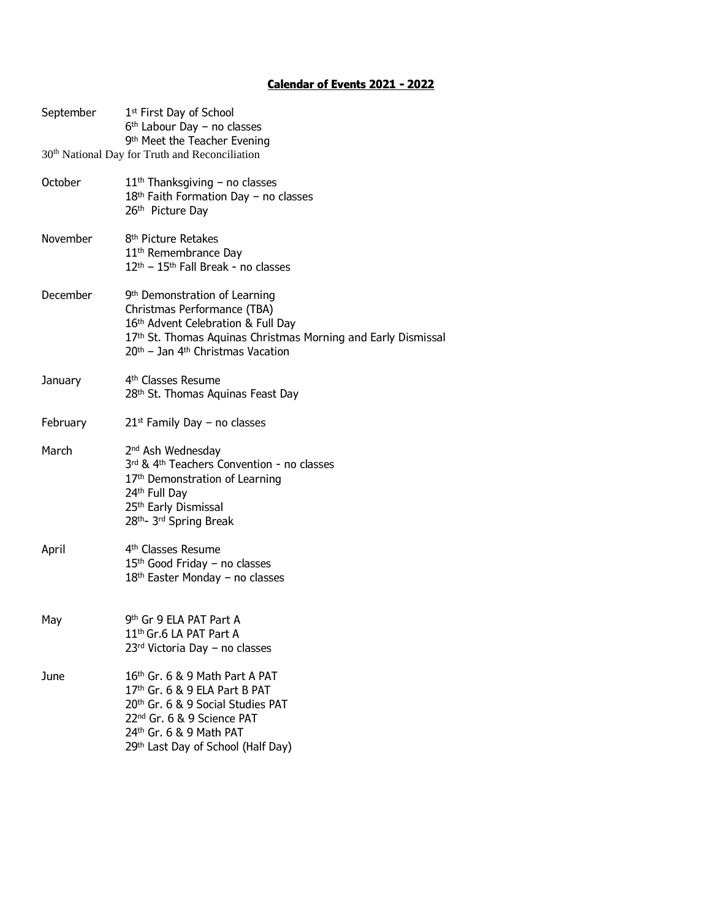# **Calendar of Events 2021 - 2022**

| | |
|---|---|
| September | 1st First Day of School<br>6th Labour Day – no classes<br>9th Meet the Teacher Evening |

30th National Day for Truth and Reconciliation

| | |
|---|---|
| October | 11th Thanksgiving – no classes<br>18th Faith Formation Day – no classes<br>26th Picture Day |
| November | 8th Picture Retakes<br>11th Remembrance Day<br>12th – 15th Fall Break - no classes |
| December | 9th Demonstration of Learning<br>Christmas Performance (TBA)<br>16th Advent Celebration & Full Day<br>17th St. Thomas Aquinas Christmas Morning and Early Dismissal<br>20th – Jan 4th Christmas Vacation |
| January | 4th Classes Resume<br>28th St. Thomas Aquinas Feast Day |
| February | 21st Family Day – no classes |
| March | 2nd Ash Wednesday<br>3rd & 4th Teachers Convention - no classes<br>17th Demonstration of Learning<br>24th Full Day<br>25th Early Dismissal<br>28th- 3rd Spring Break |
| April | 4th Classes Resume<br>15th Good Friday – no classes<br>18th Easter Monday – no classes |
| May | 9th Gr 9 ELA PAT Part A<br>11th Gr.6 LA PAT Part A<br>23rd Victoria Day – no classes |
| June | 16th Gr. 6 & 9 Math Part A PAT<br>17th Gr. 6 & 9 ELA Part B PAT<br>20th Gr. 6 & 9 Social Studies PAT<br>22nd Gr. 6 & 9 Science PAT<br>24th Gr. 6 & 9 Math PAT<br>29th Last Day of School (Half Day) |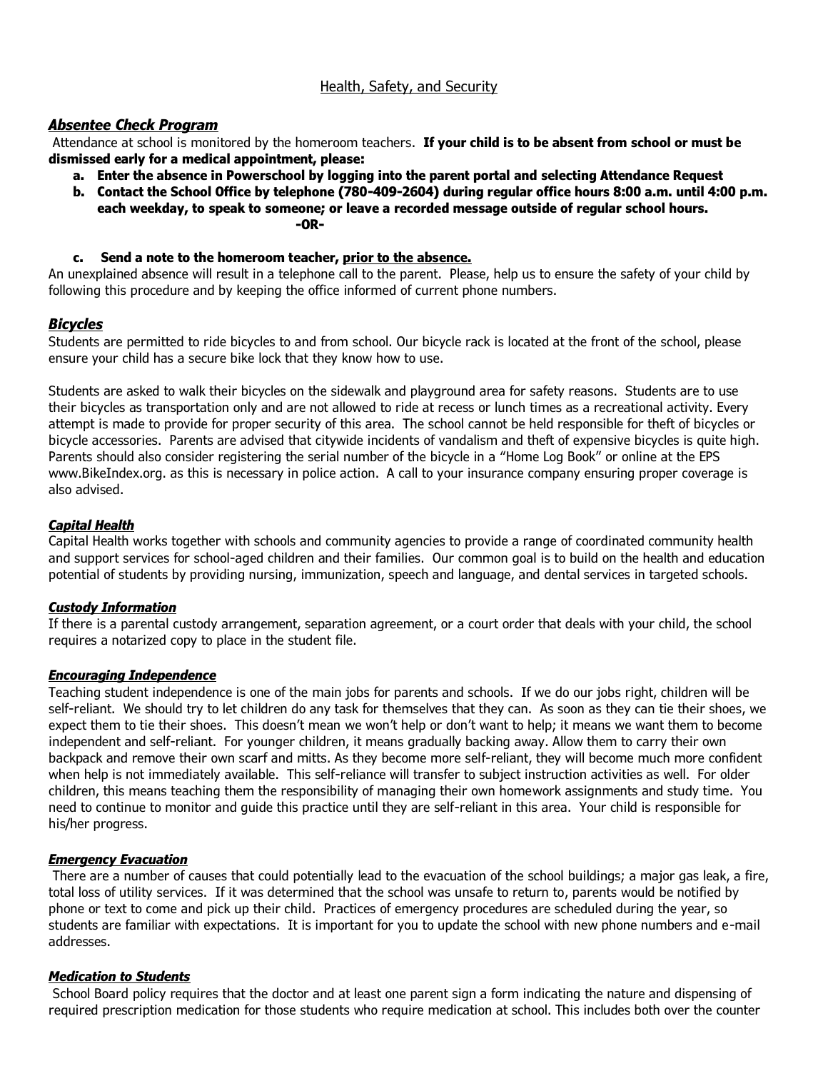## Health, Safety, and Security

### ***Absentee Check Program***

Attendance at school is monitored by the homeroom teachers. **If your child is to be absent from school or must be dismissed early for a medical appointment, please:**

- **a. Enter the absence in Powerschool by logging into the parent portal and selecting Attendance Request**
- **b. Contact the School Office by telephone (780-409-2604) during regular office hours 8:00 a.m. until 4:00 p.m. each weekday, to speak to someone; or leave a recorded message outside of regular school hours.**

**-OR-**

- **c. Send a note to the homeroom teacher, prior to the absence.**

An unexplained absence will result in a telephone call to the parent. Please, help us to ensure the safety of your child by following this procedure and by keeping the office informed of current phone numbers.

### ***Bicycles***

Students are permitted to ride bicycles to and from school. Our bicycle rack is located at the front of the school, please ensure your child has a secure bike lock that they know how to use.

Students are asked to walk their bicycles on the sidewalk and playground area for safety reasons. Students are to use their bicycles as transportation only and are not allowed to ride at recess or lunch times as a recreational activity. Every attempt is made to provide for proper security of this area. The school cannot be held responsible for theft of bicycles or bicycle accessories. Parents are advised that citywide incidents of vandalism and theft of expensive bicycles is quite high. Parents should also consider registering the serial number of the bicycle in a "Home Log Book" or online at the EPS www.BikeIndex.org. as this is necessary in police action. A call to your insurance company ensuring proper coverage is also advised.

#### ***Capital Health***

Capital Health works together with schools and community agencies to provide a range of coordinated community health and support services for school-aged children and their families. Our common goal is to build on the health and education potential of students by providing nursing, immunization, speech and language, and dental services in targeted schools.

#### ***Custody Information***

If there is a parental custody arrangement, separation agreement, or a court order that deals with your child, the school requires a notarized copy to place in the student file.

#### ***Encouraging Independence***

Teaching student independence is one of the main jobs for parents and schools. If we do our jobs right, children will be self-reliant. We should try to let children do any task for themselves that they can. As soon as they can tie their shoes, we expect them to tie their shoes. This doesn't mean we won't help or don't want to help; it means we want them to become independent and self-reliant. For younger children, it means gradually backing away. Allow them to carry their own backpack and remove their own scarf and mitts. As they become more self-reliant, they will become much more confident when help is not immediately available. This self-reliance will transfer to subject instruction activities as well. For older children, this means teaching them the responsibility of managing their own homework assignments and study time. You need to continue to monitor and guide this practice until they are self-reliant in this area. Your child is responsible for his/her progress.

#### ***Emergency Evacuation***

There are a number of causes that could potentially lead to the evacuation of the school buildings; a major gas leak, a fire, total loss of utility services. If it was determined that the school was unsafe to return to, parents would be notified by phone or text to come and pick up their child. Practices of emergency procedures are scheduled during the year, so students are familiar with expectations. It is important for you to update the school with new phone numbers and e-mail addresses.

#### ***Medication to Students***

School Board policy requires that the doctor and at least one parent sign a form indicating the nature and dispensing of required prescription medication for those students who require medication at school. This includes both over the counter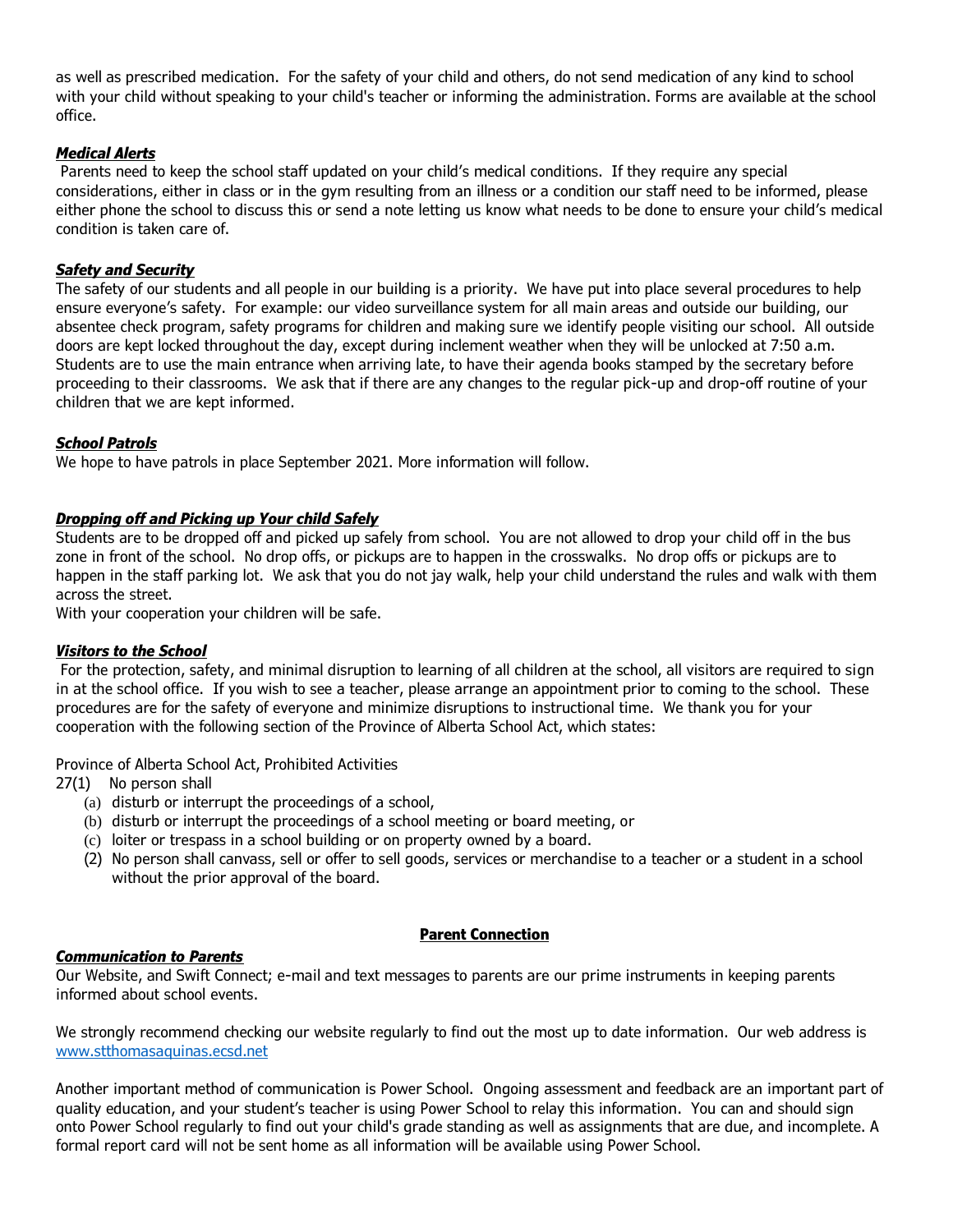as well as prescribed medication. For the safety of your child and others, do not send medication of any kind to school with your child without speaking to your child's teacher or informing the administration. Forms are available at the school office.

***Medical Alerts***

Parents need to keep the school staff updated on your child's medical conditions. If they require any special considerations, either in class or in the gym resulting from an illness or a condition our staff need to be informed, please either phone the school to discuss this or send a note letting us know what needs to be done to ensure your child's medical condition is taken care of.

***Safety and Security***

The safety of our students and all people in our building is a priority. We have put into place several procedures to help ensure everyone's safety. For example: our video surveillance system for all main areas and outside our building, our absentee check program, safety programs for children and making sure we identify people visiting our school. All outside doors are kept locked throughout the day, except during inclement weather when they will be unlocked at 7:50 a.m. Students are to use the main entrance when arriving late, to have their agenda books stamped by the secretary before proceeding to their classrooms. We ask that if there are any changes to the regular pick-up and drop-off routine of your children that we are kept informed.

***School Patrols***

We hope to have patrols in place September 2021. More information will follow.

***Dropping off and Picking up Your child Safely***

Students are to be dropped off and picked up safely from school. You are not allowed to drop your child off in the bus zone in front of the school. No drop offs, or pickups are to happen in the crosswalks. No drop offs or pickups are to happen in the staff parking lot. We ask that you do not jay walk, help your child understand the rules and walk with them across the street.

With your cooperation your children will be safe.

***Visitors to the School***

For the protection, safety, and minimal disruption to learning of all children at the school, all visitors are required to sign in at the school office. If you wish to see a teacher, please arrange an appointment prior to coming to the school. These procedures are for the safety of everyone and minimize disruptions to instructional time. We thank you for your cooperation with the following section of the Province of Alberta School Act, which states:

Province of Alberta School Act, Prohibited Activities

27(1) No person shall

(a) disturb or interrupt the proceedings of a school,
(b) disturb or interrupt the proceedings of a school meeting or board meeting, or
(c) loiter or trespass in a school building or on property owned by a board.

(2) No person shall canvass, sell or offer to sell goods, services or merchandise to a teacher or a student in a school without the prior approval of the board.

## Parent Connection

***Communication to Parents***

Our Website, and Swift Connect; e-mail and text messages to parents are our prime instruments in keeping parents informed about school events.

We strongly recommend checking our website regularly to find out the most up to date information. Our web address is [www.stthomasaquinas.ecsd.net](http://www.stthomasaquinas.ecsd.net)

Another important method of communication is Power School. Ongoing assessment and feedback are an important part of quality education, and your student's teacher is using Power School to relay this information. You can and should sign onto Power School regularly to find out your child's grade standing as well as assignments that are due, and incomplete. A formal report card will not be sent home as all information will be available using Power School.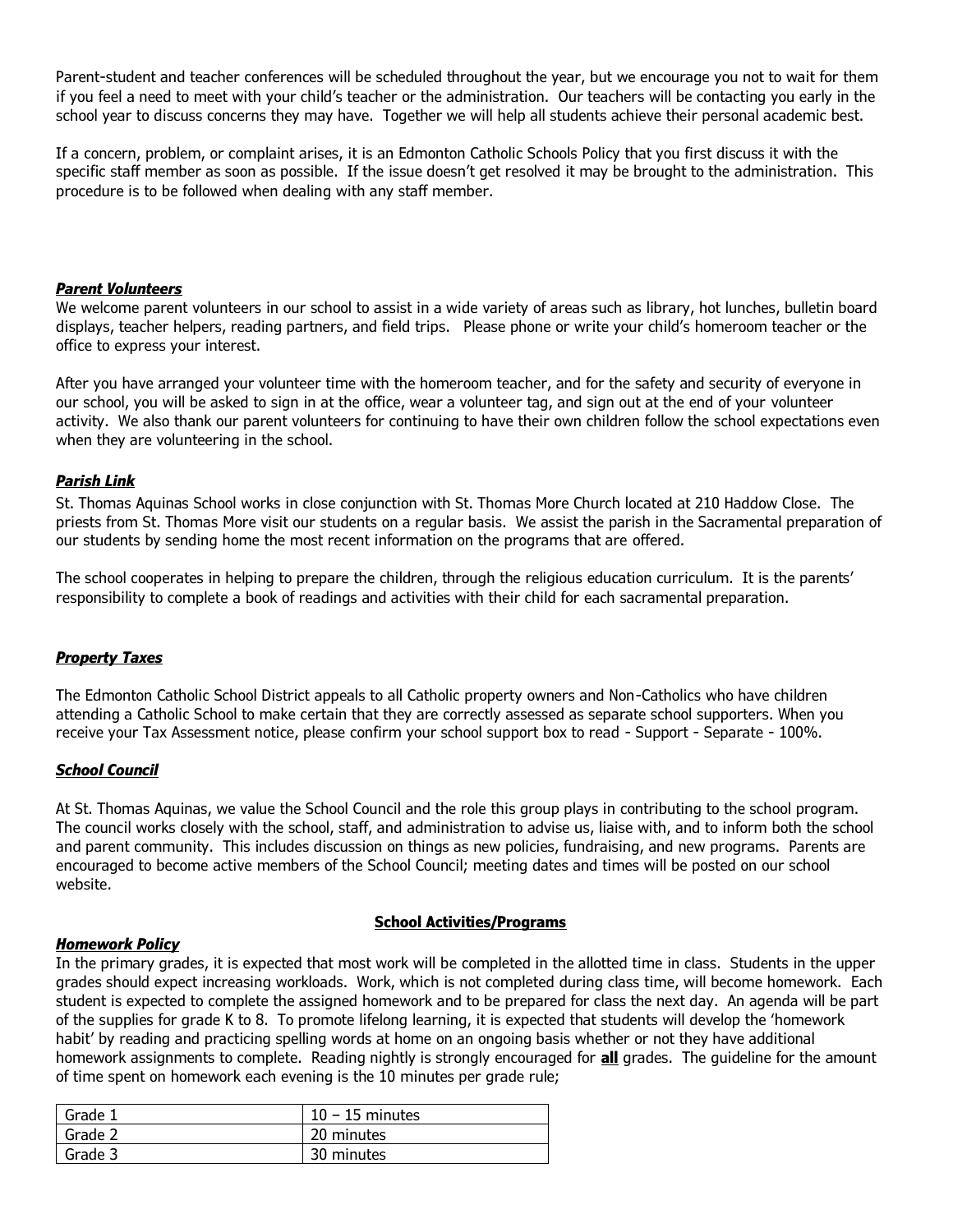Parent-student and teacher conferences will be scheduled throughout the year, but we encourage you not to wait for them if you feel a need to meet with your child's teacher or the administration. Our teachers will be contacting you early in the school year to discuss concerns they may have. Together we will help all students achieve their personal academic best.

If a concern, problem, or complaint arises, it is an Edmonton Catholic Schools Policy that you first discuss it with the specific staff member as soon as possible. If the issue doesn't get resolved it may be brought to the administration. This procedure is to be followed when dealing with any staff member.

***Parent Volunteers***

We welcome parent volunteers in our school to assist in a wide variety of areas such as library, hot lunches, bulletin board displays, teacher helpers, reading partners, and field trips. Please phone or write your child's homeroom teacher or the office to express your interest.

After you have arranged your volunteer time with the homeroom teacher, and for the safety and security of everyone in our school, you will be asked to sign in at the office, wear a volunteer tag, and sign out at the end of your volunteer activity. We also thank our parent volunteers for continuing to have their own children follow the school expectations even when they are volunteering in the school.

***Parish Link***

St. Thomas Aquinas School works in close conjunction with St. Thomas More Church located at 210 Haddow Close. The priests from St. Thomas More visit our students on a regular basis. We assist the parish in the Sacramental preparation of our students by sending home the most recent information on the programs that are offered.

The school cooperates in helping to prepare the children, through the religious education curriculum. It is the parents' responsibility to complete a book of readings and activities with their child for each sacramental preparation.

***Property Taxes***

The Edmonton Catholic School District appeals to all Catholic property owners and Non-Catholics who have children attending a Catholic School to make certain that they are correctly assessed as separate school supporters. When you receive your Tax Assessment notice, please confirm your school support box to read - Support - Separate - 100%.

***School Council***

At St. Thomas Aquinas, we value the School Council and the role this group plays in contributing to the school program. The council works closely with the school, staff, and administration to advise us, liaise with, and to inform both the school and parent community. This includes discussion on things as new policies, fundraising, and new programs. Parents are encouraged to become active members of the School Council; meeting dates and times will be posted on our school website.

## School Activities/Programs

***Homework Policy***

In the primary grades, it is expected that most work will be completed in the allotted time in class. Students in the upper grades should expect increasing workloads. Work, which is not completed during class time, will become homework. Each student is expected to complete the assigned homework and to be prepared for class the next day. An agenda will be part of the supplies for grade K to 8. To promote lifelong learning, it is expected that students will develop the 'homework habit' by reading and practicing spelling words at home on an ongoing basis whether or not they have additional homework assignments to complete. Reading nightly is strongly encouraged for **all** grades. The guideline for the amount of time spent on homework each evening is the 10 minutes per grade rule;

| | |
|---|---|
| Grade 1 | 10 – 15 minutes |
| Grade 2 | 20 minutes |
| Grade 3 | 30 minutes |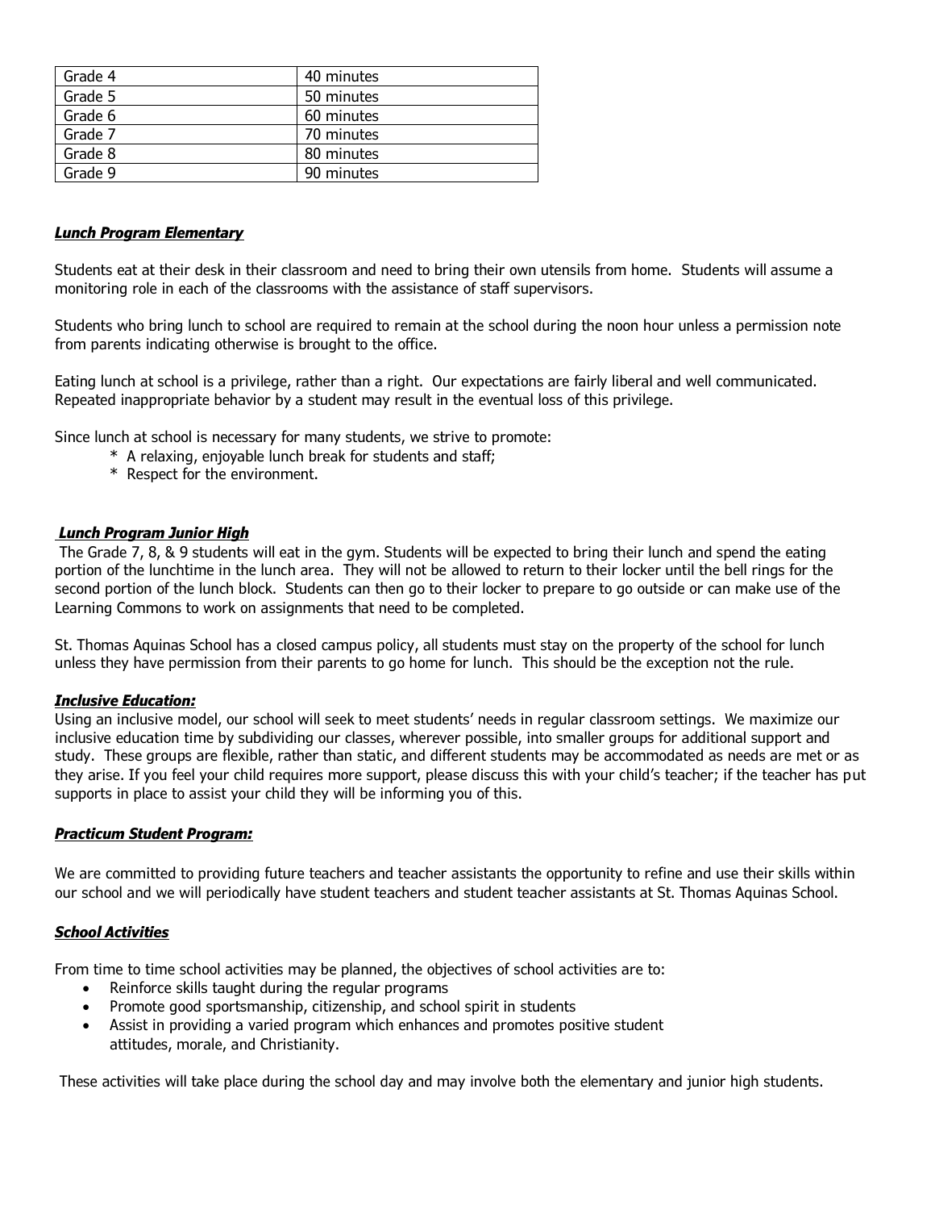| | |
|---|---|
| Grade 4 | 40 minutes |
| Grade 5 | 50 minutes |
| Grade 6 | 60 minutes |
| Grade 7 | 70 minutes |
| Grade 8 | 80 minutes |
| Grade 9 | 90 minutes |

***Lunch Program Elementary***

Students eat at their desk in their classroom and need to bring their own utensils from home. Students will assume a monitoring role in each of the classrooms with the assistance of staff supervisors.

Students who bring lunch to school are required to remain at the school during the noon hour unless a permission note from parents indicating otherwise is brought to the office.

Eating lunch at school is a privilege, rather than a right. Our expectations are fairly liberal and well communicated. Repeated inappropriate behavior by a student may result in the eventual loss of this privilege.

Since lunch at school is necessary for many students, we strive to promote:

* A relaxing, enjoyable lunch break for students and staff;
* Respect for the environment.

***Lunch Program Junior High***

The Grade 7, 8, & 9 students will eat in the gym. Students will be expected to bring their lunch and spend the eating portion of the lunchtime in the lunch area. They will not be allowed to return to their locker until the bell rings for the second portion of the lunch block. Students can then go to their locker to prepare to go outside or can make use of the Learning Commons to work on assignments that need to be completed.

St. Thomas Aquinas School has a closed campus policy, all students must stay on the property of the school for lunch unless they have permission from their parents to go home for lunch. This should be the exception not the rule.

***Inclusive Education:***

Using an inclusive model, our school will seek to meet students' needs in regular classroom settings. We maximize our inclusive education time by subdividing our classes, wherever possible, into smaller groups for additional support and study. These groups are flexible, rather than static, and different students may be accommodated as needs are met or as they arise. If you feel your child requires more support, please discuss this with your child's teacher; if the teacher has put supports in place to assist your child they will be informing you of this.

***Practicum Student Program:***

We are committed to providing future teachers and teacher assistants the opportunity to refine and use their skills within our school and we will periodically have student teachers and student teacher assistants at St. Thomas Aquinas School.

***School Activities***

From time to time school activities may be planned, the objectives of school activities are to:

- Reinforce skills taught during the regular programs
- Promote good sportsmanship, citizenship, and school spirit in students
- Assist in providing a varied program which enhances and promotes positive student attitudes, morale, and Christianity.

These activities will take place during the school day and may involve both the elementary and junior high students.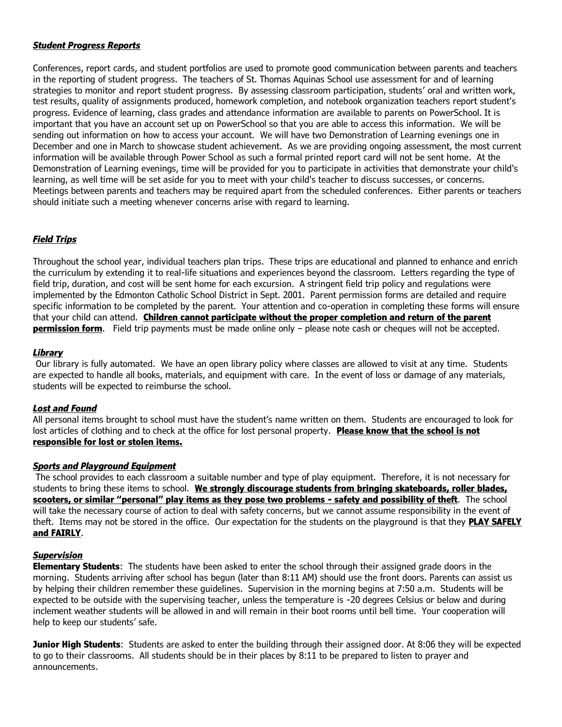### ***Student Progress Reports***

Conferences, report cards, and student portfolios are used to promote good communication between parents and teachers in the reporting of student progress. The teachers of St. Thomas Aquinas School use assessment for and of learning strategies to monitor and report student progress. By assessing classroom participation, students' oral and written work, test results, quality of assignments produced, homework completion, and notebook organization teachers report student's progress. Evidence of learning, class grades and attendance information are available to parents on PowerSchool. It is important that you have an account set up on PowerSchool so that you are able to access this information. We will be sending out information on how to access your account. We will have two Demonstration of Learning evenings one in December and one in March to showcase student achievement. As we are providing ongoing assessment, the most current information will be available through Power School as such a formal printed report card will not be sent home. At the Demonstration of Learning evenings, time will be provided for you to participate in activities that demonstrate your child's learning, as well time will be set aside for you to meet with your child's teacher to discuss successes, or concerns. Meetings between parents and teachers may be required apart from the scheduled conferences. Either parents or teachers should initiate such a meeting whenever concerns arise with regard to learning.

### ***Field Trips***

Throughout the school year, individual teachers plan trips. These trips are educational and planned to enhance and enrich the curriculum by extending it to real-life situations and experiences beyond the classroom. Letters regarding the type of field trip, duration, and cost will be sent home for each excursion. A stringent field trip policy and regulations were implemented by the Edmonton Catholic School District in Sept. 2001. Parent permission forms are detailed and require specific information to be completed by the parent. Your attention and co-operation in completing these forms will ensure that your child can attend. **Children cannot participate without the proper completion and return of the parent permission form**. Field trip payments must be made online only – please note cash or cheques will not be accepted.

### ***Library***

Our library is fully automated. We have an open library policy where classes are allowed to visit at any time. Students are expected to handle all books, materials, and equipment with care. In the event of loss or damage of any materials, students will be expected to reimburse the school.

### ***Lost and Found***

All personal items brought to school must have the student's name written on them. Students are encouraged to look for lost articles of clothing and to check at the office for lost personal property. **Please know that the school is not responsible for lost or stolen items.**

### ***Sports and Playground Equipment***

The school provides to each classroom a suitable number and type of play equipment. Therefore, it is not necessary for students to bring these items to school. **We strongly discourage students from bringing skateboards, roller blades, scooters, or similar "personal" play items as they pose two problems - safety and possibility of theft**. The school will take the necessary course of action to deal with safety concerns, but we cannot assume responsibility in the event of theft. Items may not be stored in the office. Our expectation for the students on the playground is that they **PLAY SAFELY and FAIRLY**.

### ***Supervision***

**Elementary Students**: The students have been asked to enter the school through their assigned grade doors in the morning. Students arriving after school has begun (later than 8:11 AM) should use the front doors. Parents can assist us by helping their children remember these guidelines. Supervision in the morning begins at 7:50 a.m. Students will be expected to be outside with the supervising teacher, unless the temperature is -20 degrees Celsius or below and during inclement weather students will be allowed in and will remain in their boot rooms until bell time. Your cooperation will help to keep our students' safe.

**Junior High Students**: Students are asked to enter the building through their assigned door. At 8:06 they will be expected to go to their classrooms. All students should be in their places by 8:11 to be prepared to listen to prayer and announcements.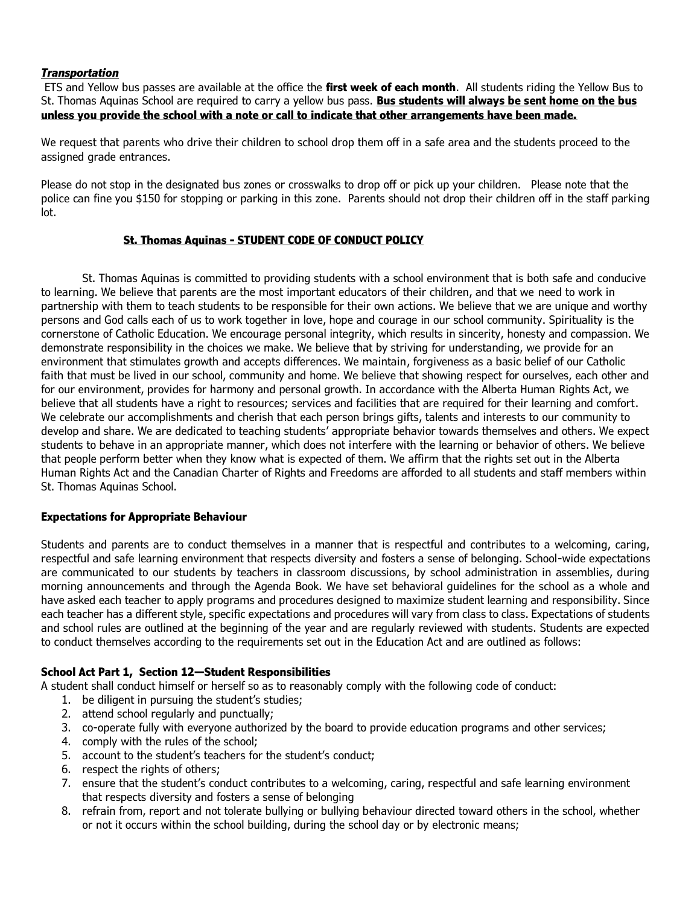***Transportation***

ETS and Yellow bus passes are available at the office the **first week of each month**. All students riding the Yellow Bus to St. Thomas Aquinas School are required to carry a yellow bus pass. **Bus students will always be sent home on the bus unless you provide the school with a note or call to indicate that other arrangements have been made.**

We request that parents who drive their children to school drop them off in a safe area and the students proceed to the assigned grade entrances.

Please do not stop in the designated bus zones or crosswalks to drop off or pick up your children. Please note that the police can fine you $150 for stopping or parking in this zone. Parents should not drop their children off in the staff parking lot.

## St. Thomas Aquinas - STUDENT CODE OF CONDUCT POLICY

St. Thomas Aquinas is committed to providing students with a school environment that is both safe and conducive to learning. We believe that parents are the most important educators of their children, and that we need to work in partnership with them to teach students to be responsible for their own actions. We believe that we are unique and worthy persons and God calls each of us to work together in love, hope and courage in our school community. Spirituality is the cornerstone of Catholic Education. We encourage personal integrity, which results in sincerity, honesty and compassion. We demonstrate responsibility in the choices we make. We believe that by striving for understanding, we provide for an environment that stimulates growth and accepts differences. We maintain, forgiveness as a basic belief of our Catholic faith that must be lived in our school, community and home. We believe that showing respect for ourselves, each other and for our environment, provides for harmony and personal growth. In accordance with the Alberta Human Rights Act, we believe that all students have a right to resources; services and facilities that are required for their learning and comfort. We celebrate our accomplishments and cherish that each person brings gifts, talents and interests to our community to develop and share. We are dedicated to teaching students' appropriate behavior towards themselves and others. We expect students to behave in an appropriate manner, which does not interfere with the learning or behavior of others. We believe that people perform better when they know what is expected of them. We affirm that the rights set out in the Alberta Human Rights Act and the Canadian Charter of Rights and Freedoms are afforded to all students and staff members within St. Thomas Aquinas School.

### Expectations for Appropriate Behaviour

Students and parents are to conduct themselves in a manner that is respectful and contributes to a welcoming, caring, respectful and safe learning environment that respects diversity and fosters a sense of belonging. School-wide expectations are communicated to our students by teachers in classroom discussions, by school administration in assemblies, during morning announcements and through the Agenda Book. We have set behavioral guidelines for the school as a whole and have asked each teacher to apply programs and procedures designed to maximize student learning and responsibility. Since each teacher has a different style, specific expectations and procedures will vary from class to class. Expectations of students and school rules are outlined at the beginning of the year and are regularly reviewed with students. Students are expected to conduct themselves according to the requirements set out in the Education Act and are outlined as follows:

### School Act Part 1, Section 12—Student Responsibilities

A student shall conduct himself or herself so as to reasonably comply with the following code of conduct:

1. be diligent in pursuing the student's studies;
2. attend school regularly and punctually;
3. co-operate fully with everyone authorized by the board to provide education programs and other services;
4. comply with the rules of the school;
5. account to the student's teachers for the student's conduct;
6. respect the rights of others;
7. ensure that the student's conduct contributes to a welcoming, caring, respectful and safe learning environment that respects diversity and fosters a sense of belonging
8. refrain from, report and not tolerate bullying or bullying behaviour directed toward others in the school, whether or not it occurs within the school building, during the school day or by electronic means;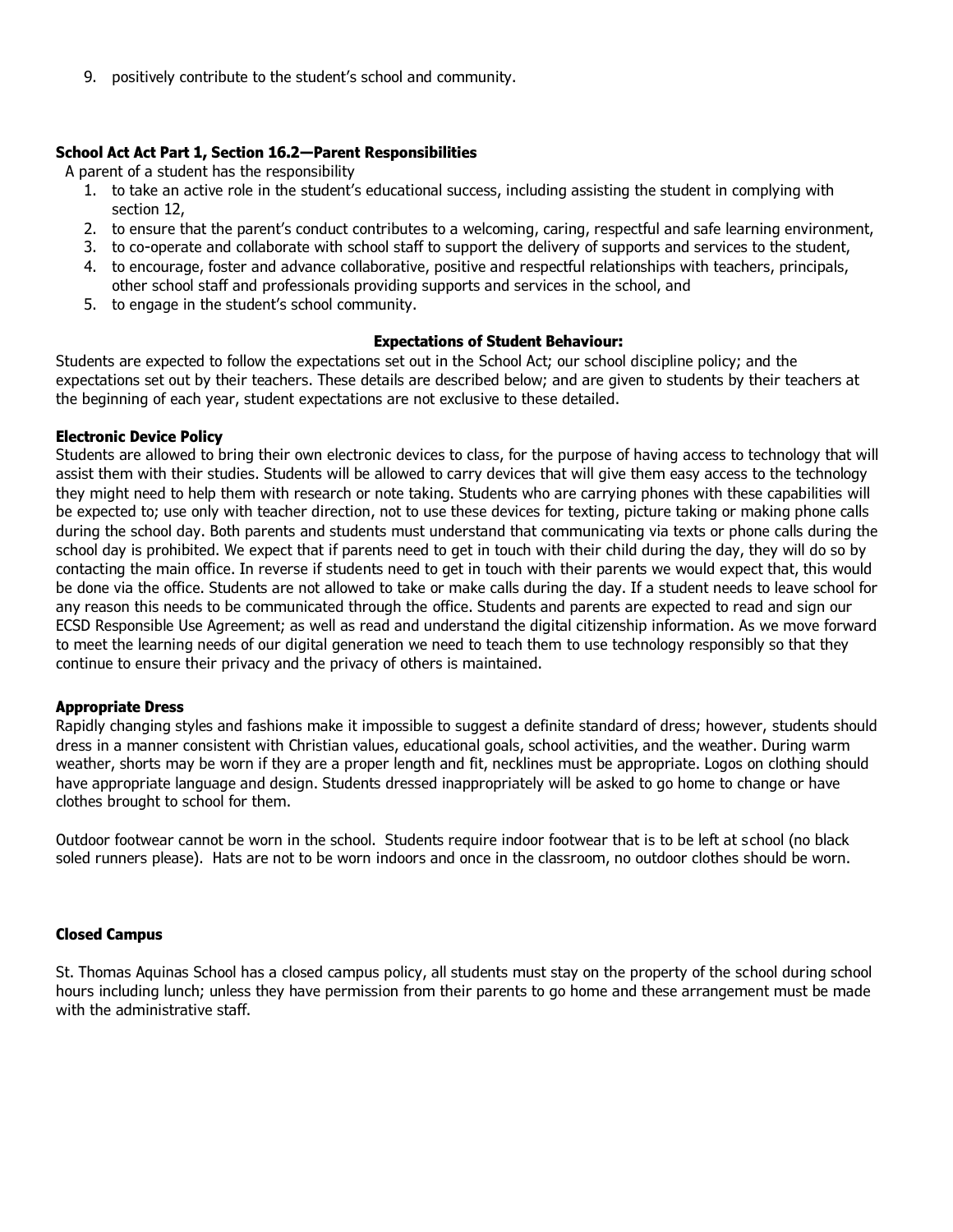9. positively contribute to the student's school and community.

**School Act Act Part 1, Section 16.2—Parent Responsibilities**

A parent of a student has the responsibility

1. to take an active role in the student's educational success, including assisting the student in complying with section 12,
2. to ensure that the parent's conduct contributes to a welcoming, caring, respectful and safe learning environment,
3. to co-operate and collaborate with school staff to support the delivery of supports and services to the student,
4. to encourage, foster and advance collaborative, positive and respectful relationships with teachers, principals, other school staff and professionals providing supports and services in the school, and
5. to engage in the student's school community.

## Expectations of Student Behaviour:

Students are expected to follow the expectations set out in the School Act; our school discipline policy; and the expectations set out by their teachers. These details are described below; and are given to students by their teachers at the beginning of each year, student expectations are not exclusive to these detailed.

**Electronic Device Policy**

Students are allowed to bring their own electronic devices to class, for the purpose of having access to technology that will assist them with their studies. Students will be allowed to carry devices that will give them easy access to the technology they might need to help them with research or note taking. Students who are carrying phones with these capabilities will be expected to; use only with teacher direction, not to use these devices for texting, picture taking or making phone calls during the school day. Both parents and students must understand that communicating via texts or phone calls during the school day is prohibited. We expect that if parents need to get in touch with their child during the day, they will do so by contacting the main office. In reverse if students need to get in touch with their parents we would expect that, this would be done via the office. Students are not allowed to take or make calls during the day. If a student needs to leave school for any reason this needs to be communicated through the office. Students and parents are expected to read and sign our ECSD Responsible Use Agreement; as well as read and understand the digital citizenship information. As we move forward to meet the learning needs of our digital generation we need to teach them to use technology responsibly so that they continue to ensure their privacy and the privacy of others is maintained.

**Appropriate Dress**

Rapidly changing styles and fashions make it impossible to suggest a definite standard of dress; however, students should dress in a manner consistent with Christian values, educational goals, school activities, and the weather. During warm weather, shorts may be worn if they are a proper length and fit, necklines must be appropriate. Logos on clothing should have appropriate language and design. Students dressed inappropriately will be asked to go home to change or have clothes brought to school for them.

Outdoor footwear cannot be worn in the school. Students require indoor footwear that is to be left at school (no black soled runners please). Hats are not to be worn indoors and once in the classroom, no outdoor clothes should be worn.

**Closed Campus**

St. Thomas Aquinas School has a closed campus policy, all students must stay on the property of the school during school hours including lunch; unless they have permission from their parents to go home and these arrangement must be made with the administrative staff.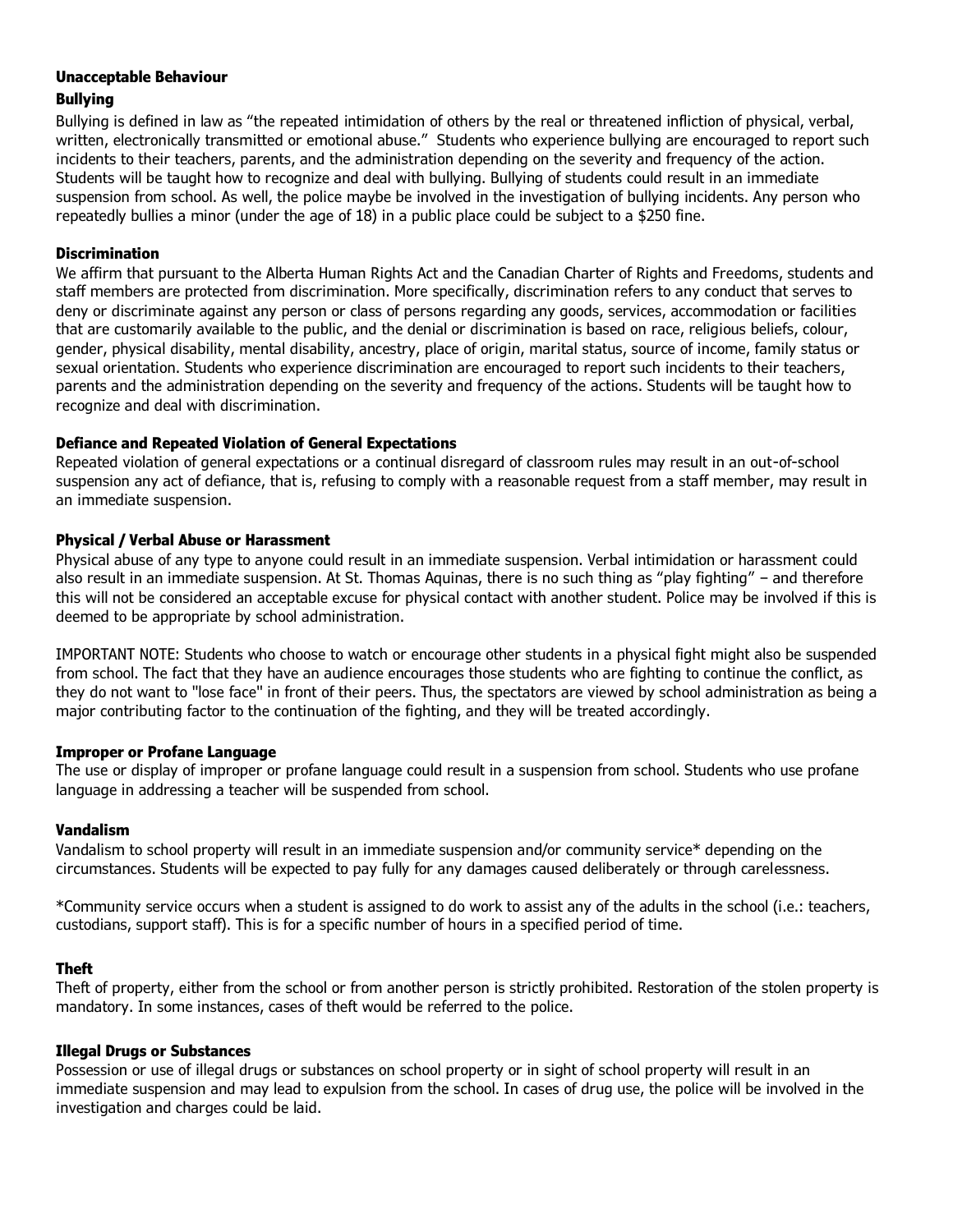## Unacceptable Behaviour

### Bullying

Bullying is defined in law as "the repeated intimidation of others by the real or threatened infliction of physical, verbal, written, electronically transmitted or emotional abuse." Students who experience bullying are encouraged to report such incidents to their teachers, parents, and the administration depending on the severity and frequency of the action. Students will be taught how to recognize and deal with bullying. Bullying of students could result in an immediate suspension from school. As well, the police maybe be involved in the investigation of bullying incidents. Any person who repeatedly bullies a minor (under the age of 18) in a public place could be subject to a $250 fine.

### Discrimination

We affirm that pursuant to the Alberta Human Rights Act and the Canadian Charter of Rights and Freedoms, students and staff members are protected from discrimination. More specifically, discrimination refers to any conduct that serves to deny or discriminate against any person or class of persons regarding any goods, services, accommodation or facilities that are customarily available to the public, and the denial or discrimination is based on race, religious beliefs, colour, gender, physical disability, mental disability, ancestry, place of origin, marital status, source of income, family status or sexual orientation. Students who experience discrimination are encouraged to report such incidents to their teachers, parents and the administration depending on the severity and frequency of the actions. Students will be taught how to recognize and deal with discrimination.

### Defiance and Repeated Violation of General Expectations

Repeated violation of general expectations or a continual disregard of classroom rules may result in an out-of-school suspension any act of defiance, that is, refusing to comply with a reasonable request from a staff member, may result in an immediate suspension.

### Physical / Verbal Abuse or Harassment

Physical abuse of any type to anyone could result in an immediate suspension. Verbal intimidation or harassment could also result in an immediate suspension. At St. Thomas Aquinas, there is no such thing as "play fighting" – and therefore this will not be considered an acceptable excuse for physical contact with another student. Police may be involved if this is deemed to be appropriate by school administration.

IMPORTANT NOTE: Students who choose to watch or encourage other students in a physical fight might also be suspended from school. The fact that they have an audience encourages those students who are fighting to continue the conflict, as they do not want to "lose face" in front of their peers. Thus, the spectators are viewed by school administration as being a major contributing factor to the continuation of the fighting, and they will be treated accordingly.

### Improper or Profane Language

The use or display of improper or profane language could result in a suspension from school. Students who use profane language in addressing a teacher will be suspended from school.

### Vandalism

Vandalism to school property will result in an immediate suspension and/or community service* depending on the circumstances. Students will be expected to pay fully for any damages caused deliberately or through carelessness.

*Community service occurs when a student is assigned to do work to assist any of the adults in the school (i.e.: teachers, custodians, support staff). This is for a specific number of hours in a specified period of time.

### Theft

Theft of property, either from the school or from another person is strictly prohibited. Restoration of the stolen property is mandatory. In some instances, cases of theft would be referred to the police.

### Illegal Drugs or Substances

Possession or use of illegal drugs or substances on school property or in sight of school property will result in an immediate suspension and may lead to expulsion from the school. In cases of drug use, the police will be involved in the investigation and charges could be laid.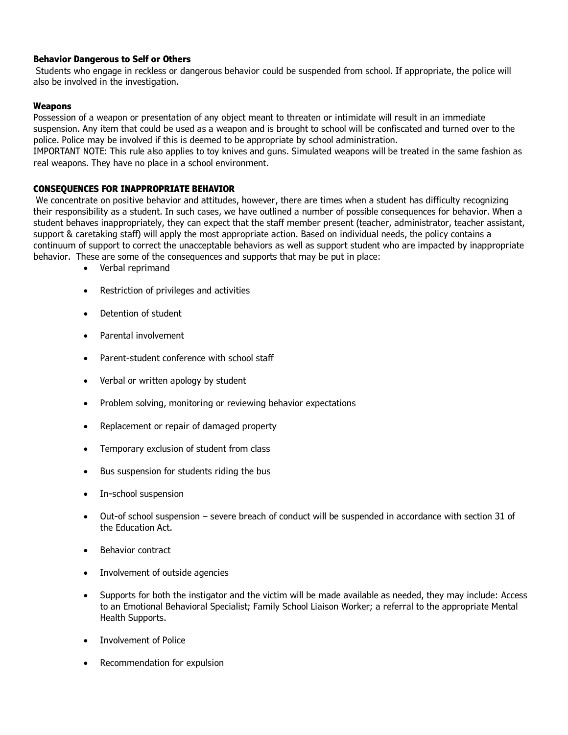**Behavior Dangerous to Self or Others**

Students who engage in reckless or dangerous behavior could be suspended from school. If appropriate, the police will also be involved in the investigation.

**Weapons**

Possession of a weapon or presentation of any object meant to threaten or intimidate will result in an immediate suspension. Any item that could be used as a weapon and is brought to school will be confiscated and turned over to the police. Police may be involved if this is deemed to be appropriate by school administration.

IMPORTANT NOTE: This rule also applies to toy knives and guns. Simulated weapons will be treated in the same fashion as real weapons. They have no place in a school environment.

**CONSEQUENCES FOR INAPPROPRIATE BEHAVIOR**

We concentrate on positive behavior and attitudes, however, there are times when a student has difficulty recognizing their responsibility as a student. In such cases, we have outlined a number of possible consequences for behavior. When a student behaves inappropriately, they can expect that the staff member present (teacher, administrator, teacher assistant, support & caretaking staff) will apply the most appropriate action. Based on individual needs, the policy contains a continuum of support to correct the unacceptable behaviors as well as support student who are impacted by inappropriate behavior. These are some of the consequences and supports that may be put in place:

- Verbal reprimand
- Restriction of privileges and activities
- Detention of student
- Parental involvement
- Parent-student conference with school staff
- Verbal or written apology by student
- Problem solving, monitoring or reviewing behavior expectations
- Replacement or repair of damaged property
- Temporary exclusion of student from class
- Bus suspension for students riding the bus
- In-school suspension
- Out-of school suspension – severe breach of conduct will be suspended in accordance with section 31 of the Education Act.
- Behavior contract
- Involvement of outside agencies
- Supports for both the instigator and the victim will be made available as needed, they may include: Access to an Emotional Behavioral Specialist; Family School Liaison Worker; a referral to the appropriate Mental Health Supports.
- Involvement of Police
- Recommendation for expulsion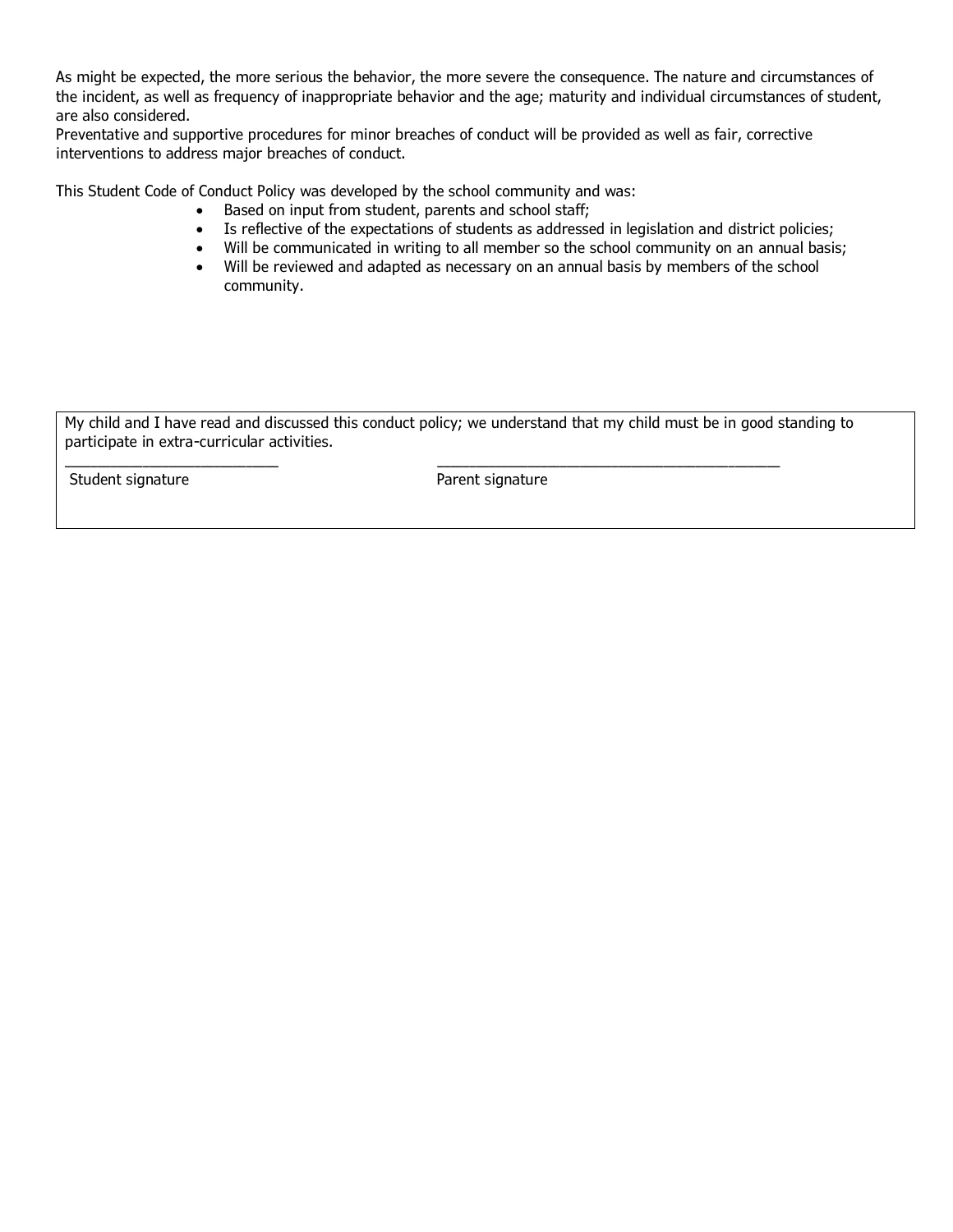As might be expected, the more serious the behavior, the more severe the consequence. The nature and circumstances of the incident, as well as frequency of inappropriate behavior and the age; maturity and individual circumstances of student, are also considered.
Preventative and supportive procedures for minor breaches of conduct will be provided as well as fair, corrective interventions to address major breaches of conduct.

This Student Code of Conduct Policy was developed by the school community and was:

- Based on input from student, parents and school staff;
- Is reflective of the expectations of students as addressed in legislation and district policies;
- Will be communicated in writing to all member so the school community on an annual basis;
- Will be reviewed and adapted as necessary on an annual basis by members of the school community.

My child and I have read and discussed this conduct policy; we understand that my child must be in good standing to participate in extra-curricular activities.

_________________________ _________________________________________

Student signature Parent signature